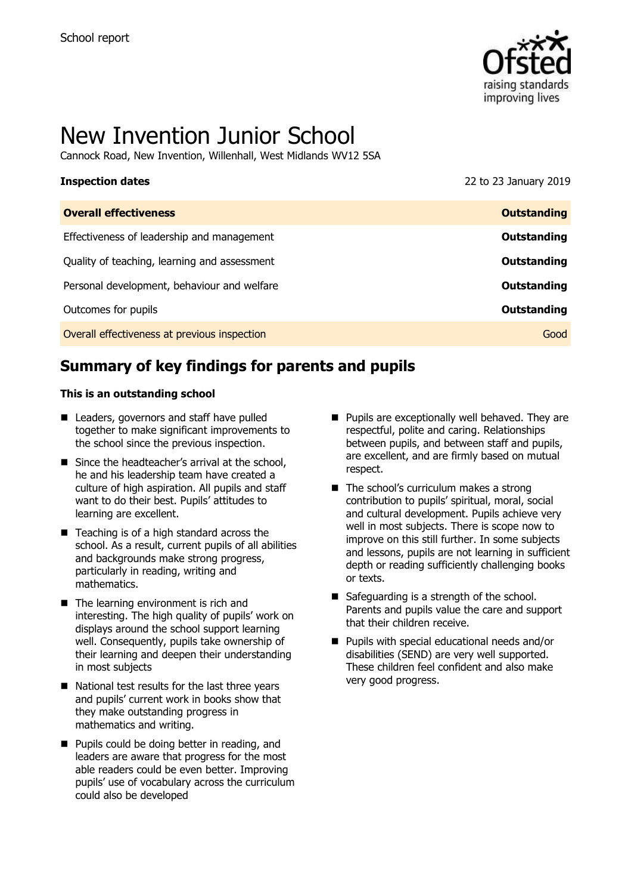School report

# New Invention Junior School

Cannock Road, New Invention, Willenhall, West Midlands WV12 5SA

**Inspection dates** 22 to 23 January 2019

| **Overall effectiveness** | **Outstanding** |
|---|---|
| Effectiveness of leadership and management | **Outstanding** |
| Quality of teaching, learning and assessment | **Outstanding** |
| Personal development, behaviour and welfare | **Outstanding** |
| Outcomes for pupils | **Outstanding** |
| Overall effectiveness at previous inspection | Good |

## Summary of key findings for parents and pupils

**This is an outstanding school**

- Leaders, governors and staff have pulled together to make significant improvements to the school since the previous inspection.
- Since the headteacher's arrival at the school, he and his leadership team have created a culture of high aspiration. All pupils and staff want to do their best. Pupils' attitudes to learning are excellent.
- Teaching is of a high standard across the school. As a result, current pupils of all abilities and backgrounds make strong progress, particularly in reading, writing and mathematics.
- The learning environment is rich and interesting. The high quality of pupils' work on displays around the school support learning well. Consequently, pupils take ownership of their learning and deepen their understanding in most subjects
- National test results for the last three years and pupils' current work in books show that they make outstanding progress in mathematics and writing.
- Pupils could be doing better in reading, and leaders are aware that progress for the most able readers could be even better. Improving pupils' use of vocabulary across the curriculum could also be developed
- Pupils are exceptionally well behaved. They are respectful, polite and caring. Relationships between pupils, and between staff and pupils, are excellent, and are firmly based on mutual respect.
- The school's curriculum makes a strong contribution to pupils' spiritual, moral, social and cultural development. Pupils achieve very well in most subjects. There is scope now to improve on this still further. In some subjects and lessons, pupils are not learning in sufficient depth or reading sufficiently challenging books or texts.
- Safeguarding is a strength of the school. Parents and pupils value the care and support that their children receive.
- Pupils with special educational needs and/or disabilities (SEND) are very well supported. These children feel confident and also make very good progress.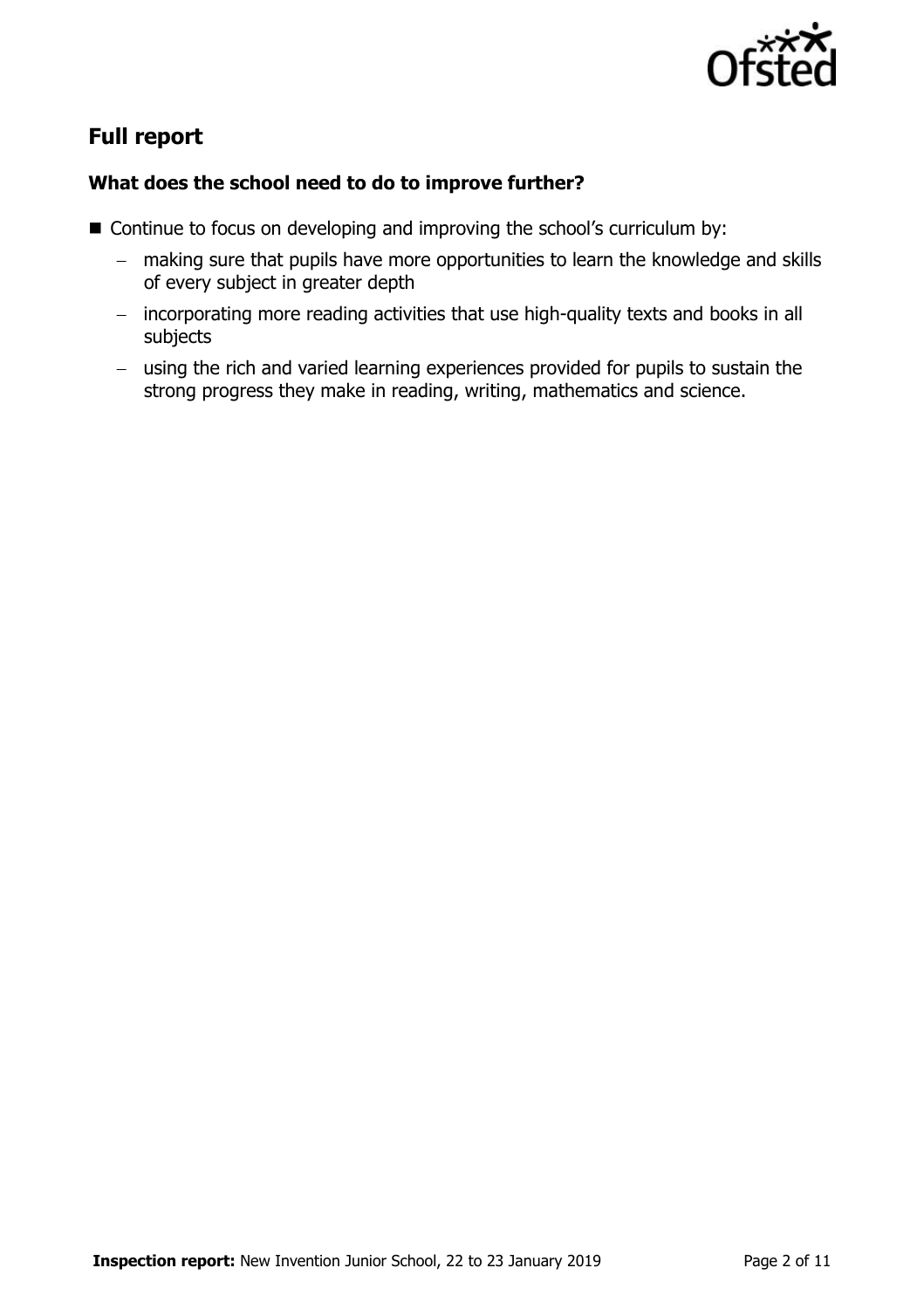## Full report

### What does the school need to do to improve further?

- Continue to focus on developing and improving the school's curriculum by:
  - making sure that pupils have more opportunities to learn the knowledge and skills of every subject in greater depth
  - incorporating more reading activities that use high-quality texts and books in all subjects
  - using the rich and varied learning experiences provided for pupils to sustain the strong progress they make in reading, writing, mathematics and science.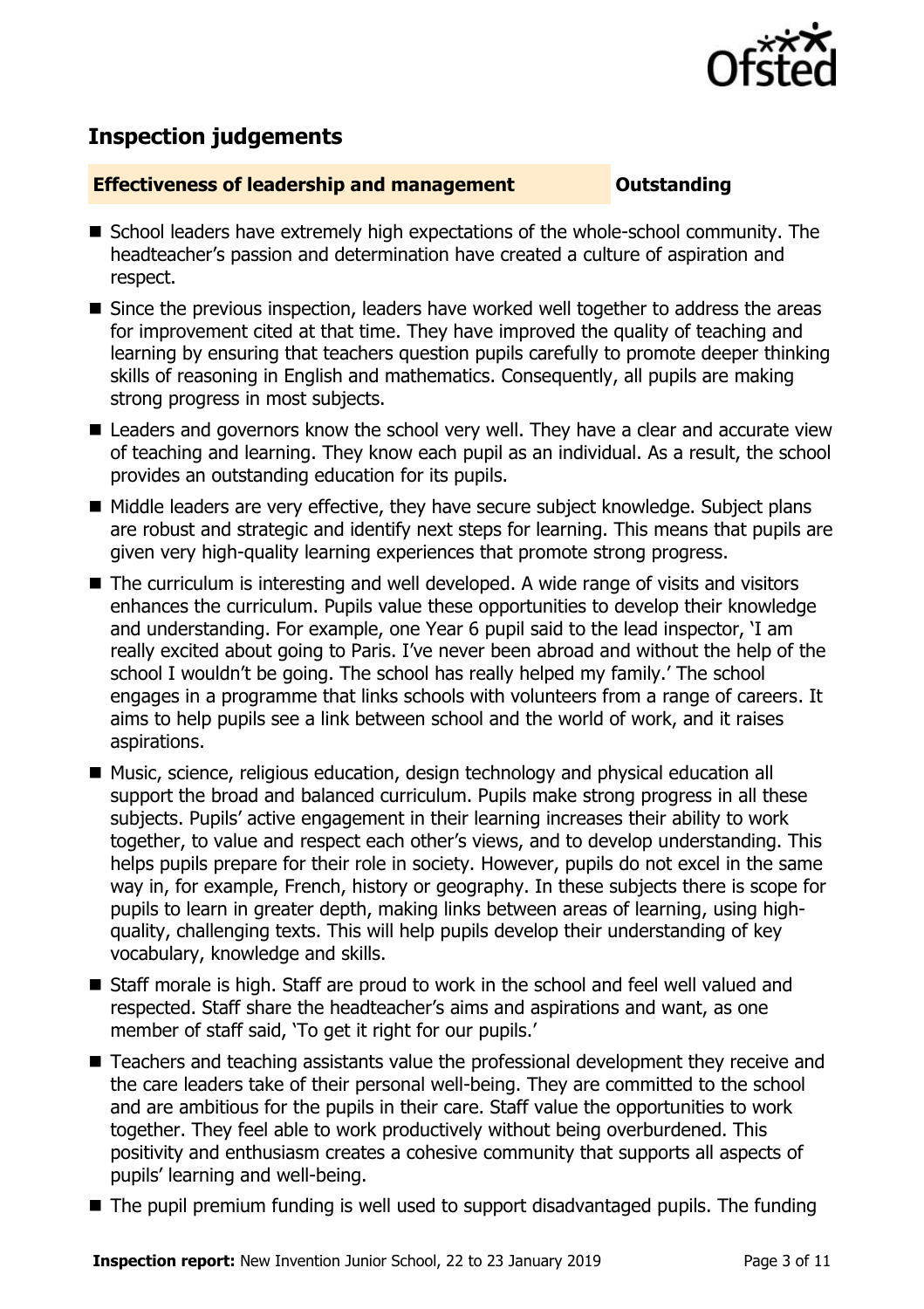## Inspection judgements

**Effectiveness of leadership and management** **Outstanding**

- School leaders have extremely high expectations of the whole-school community. The headteacher's passion and determination have created a culture of aspiration and respect.
- Since the previous inspection, leaders have worked well together to address the areas for improvement cited at that time. They have improved the quality of teaching and learning by ensuring that teachers question pupils carefully to promote deeper thinking skills of reasoning in English and mathematics. Consequently, all pupils are making strong progress in most subjects.
- Leaders and governors know the school very well. They have a clear and accurate view of teaching and learning. They know each pupil as an individual. As a result, the school provides an outstanding education for its pupils.
- Middle leaders are very effective, they have secure subject knowledge. Subject plans are robust and strategic and identify next steps for learning. This means that pupils are given very high-quality learning experiences that promote strong progress.
- The curriculum is interesting and well developed. A wide range of visits and visitors enhances the curriculum. Pupils value these opportunities to develop their knowledge and understanding. For example, one Year 6 pupil said to the lead inspector, 'I am really excited about going to Paris. I've never been abroad and without the help of the school I wouldn't be going. The school has really helped my family.' The school engages in a programme that links schools with volunteers from a range of careers. It aims to help pupils see a link between school and the world of work, and it raises aspirations.
- Music, science, religious education, design technology and physical education all support the broad and balanced curriculum. Pupils make strong progress in all these subjects. Pupils' active engagement in their learning increases their ability to work together, to value and respect each other's views, and to develop understanding. This helps pupils prepare for their role in society. However, pupils do not excel in the same way in, for example, French, history or geography. In these subjects there is scope for pupils to learn in greater depth, making links between areas of learning, using high-quality, challenging texts. This will help pupils develop their understanding of key vocabulary, knowledge and skills.
- Staff morale is high. Staff are proud to work in the school and feel well valued and respected. Staff share the headteacher's aims and aspirations and want, as one member of staff said, 'To get it right for our pupils.'
- Teachers and teaching assistants value the professional development they receive and the care leaders take of their personal well-being. They are committed to the school and are ambitious for the pupils in their care. Staff value the opportunities to work together. They feel able to work productively without being overburdened. This positivity and enthusiasm creates a cohesive community that supports all aspects of pupils' learning and well-being.
- The pupil premium funding is well used to support disadvantaged pupils. The funding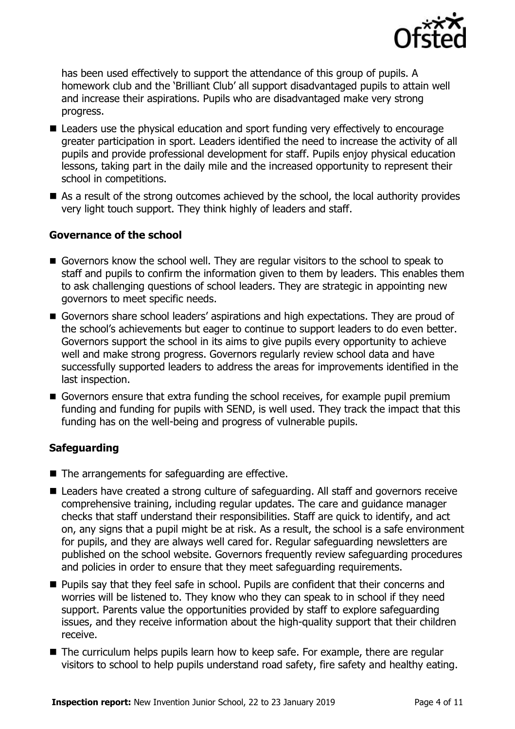has been used effectively to support the attendance of this group of pupils. A homework club and the 'Brilliant Club' all support disadvantaged pupils to attain well and increase their aspirations. Pupils who are disadvantaged make very strong progress.

- Leaders use the physical education and sport funding very effectively to encourage greater participation in sport. Leaders identified the need to increase the activity of all pupils and provide professional development for staff. Pupils enjoy physical education lessons, taking part in the daily mile and the increased opportunity to represent their school in competitions.
- As a result of the strong outcomes achieved by the school, the local authority provides very light touch support. They think highly of leaders and staff.

### Governance of the school

- Governors know the school well. They are regular visitors to the school to speak to staff and pupils to confirm the information given to them by leaders. This enables them to ask challenging questions of school leaders. They are strategic in appointing new governors to meet specific needs.
- Governors share school leaders' aspirations and high expectations. They are proud of the school's achievements but eager to continue to support leaders to do even better. Governors support the school in its aims to give pupils every opportunity to achieve well and make strong progress. Governors regularly review school data and have successfully supported leaders to address the areas for improvements identified in the last inspection.
- Governors ensure that extra funding the school receives, for example pupil premium funding and funding for pupils with SEND, is well used. They track the impact that this funding has on the well-being and progress of vulnerable pupils.

### Safeguarding

- The arrangements for safeguarding are effective.
- Leaders have created a strong culture of safeguarding. All staff and governors receive comprehensive training, including regular updates. The care and guidance manager checks that staff understand their responsibilities. Staff are quick to identify, and act on, any signs that a pupil might be at risk. As a result, the school is a safe environment for pupils, and they are always well cared for. Regular safeguarding newsletters are published on the school website. Governors frequently review safeguarding procedures and policies in order to ensure that they meet safeguarding requirements.
- Pupils say that they feel safe in school. Pupils are confident that their concerns and worries will be listened to. They know who they can speak to in school if they need support. Parents value the opportunities provided by staff to explore safeguarding issues, and they receive information about the high-quality support that their children receive.
- The curriculum helps pupils learn how to keep safe. For example, there are regular visitors to school to help pupils understand road safety, fire safety and healthy eating.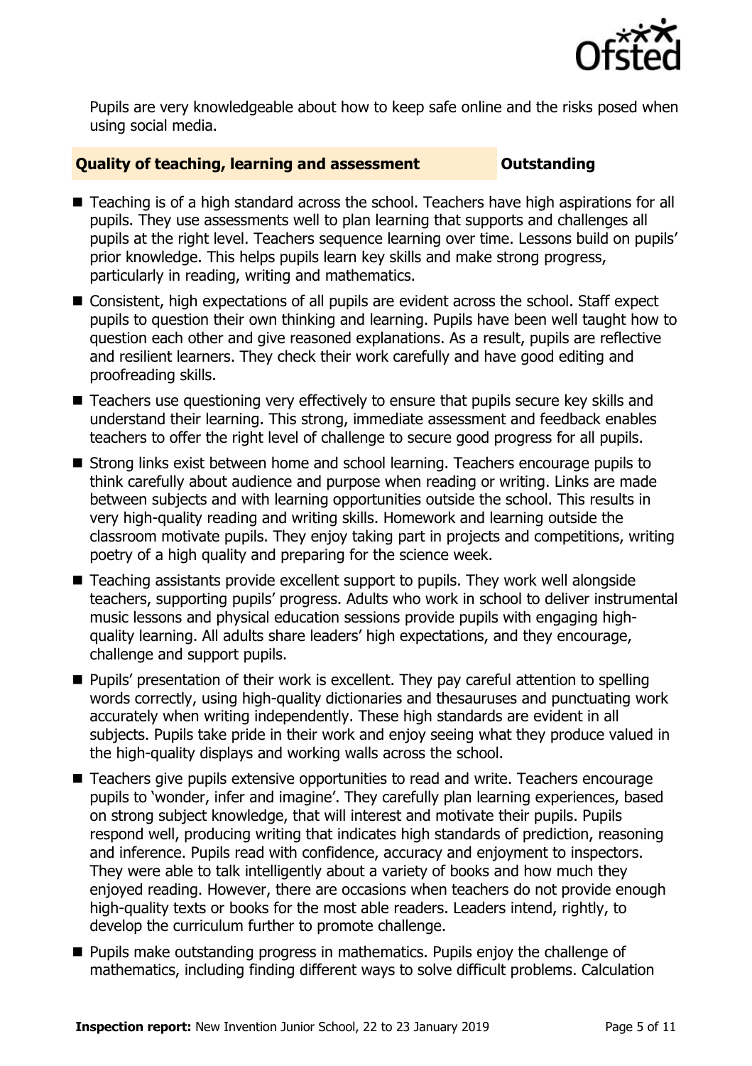Pupils are very knowledgeable about how to keep safe online and the risks posed when using social media.

### Quality of teaching, learning and assessment — Outstanding

- Teaching is of a high standard across the school. Teachers have high aspirations for all pupils. They use assessments well to plan learning that supports and challenges all pupils at the right level. Teachers sequence learning over time. Lessons build on pupils' prior knowledge. This helps pupils learn key skills and make strong progress, particularly in reading, writing and mathematics.
- Consistent, high expectations of all pupils are evident across the school. Staff expect pupils to question their own thinking and learning. Pupils have been well taught how to question each other and give reasoned explanations. As a result, pupils are reflective and resilient learners. They check their work carefully and have good editing and proofreading skills.
- Teachers use questioning very effectively to ensure that pupils secure key skills and understand their learning. This strong, immediate assessment and feedback enables teachers to offer the right level of challenge to secure good progress for all pupils.
- Strong links exist between home and school learning. Teachers encourage pupils to think carefully about audience and purpose when reading or writing. Links are made between subjects and with learning opportunities outside the school. This results in very high-quality reading and writing skills. Homework and learning outside the classroom motivate pupils. They enjoy taking part in projects and competitions, writing poetry of a high quality and preparing for the science week.
- Teaching assistants provide excellent support to pupils. They work well alongside teachers, supporting pupils' progress. Adults who work in school to deliver instrumental music lessons and physical education sessions provide pupils with engaging high-quality learning. All adults share leaders' high expectations, and they encourage, challenge and support pupils.
- Pupils' presentation of their work is excellent. They pay careful attention to spelling words correctly, using high-quality dictionaries and thesauruses and punctuating work accurately when writing independently. These high standards are evident in all subjects. Pupils take pride in their work and enjoy seeing what they produce valued in the high-quality displays and working walls across the school.
- Teachers give pupils extensive opportunities to read and write. Teachers encourage pupils to 'wonder, infer and imagine'. They carefully plan learning experiences, based on strong subject knowledge, that will interest and motivate their pupils. Pupils respond well, producing writing that indicates high standards of prediction, reasoning and inference. Pupils read with confidence, accuracy and enjoyment to inspectors. They were able to talk intelligently about a variety of books and how much they enjoyed reading. However, there are occasions when teachers do not provide enough high-quality texts or books for the most able readers. Leaders intend, rightly, to develop the curriculum further to promote challenge.
- Pupils make outstanding progress in mathematics. Pupils enjoy the challenge of mathematics, including finding different ways to solve difficult problems. Calculation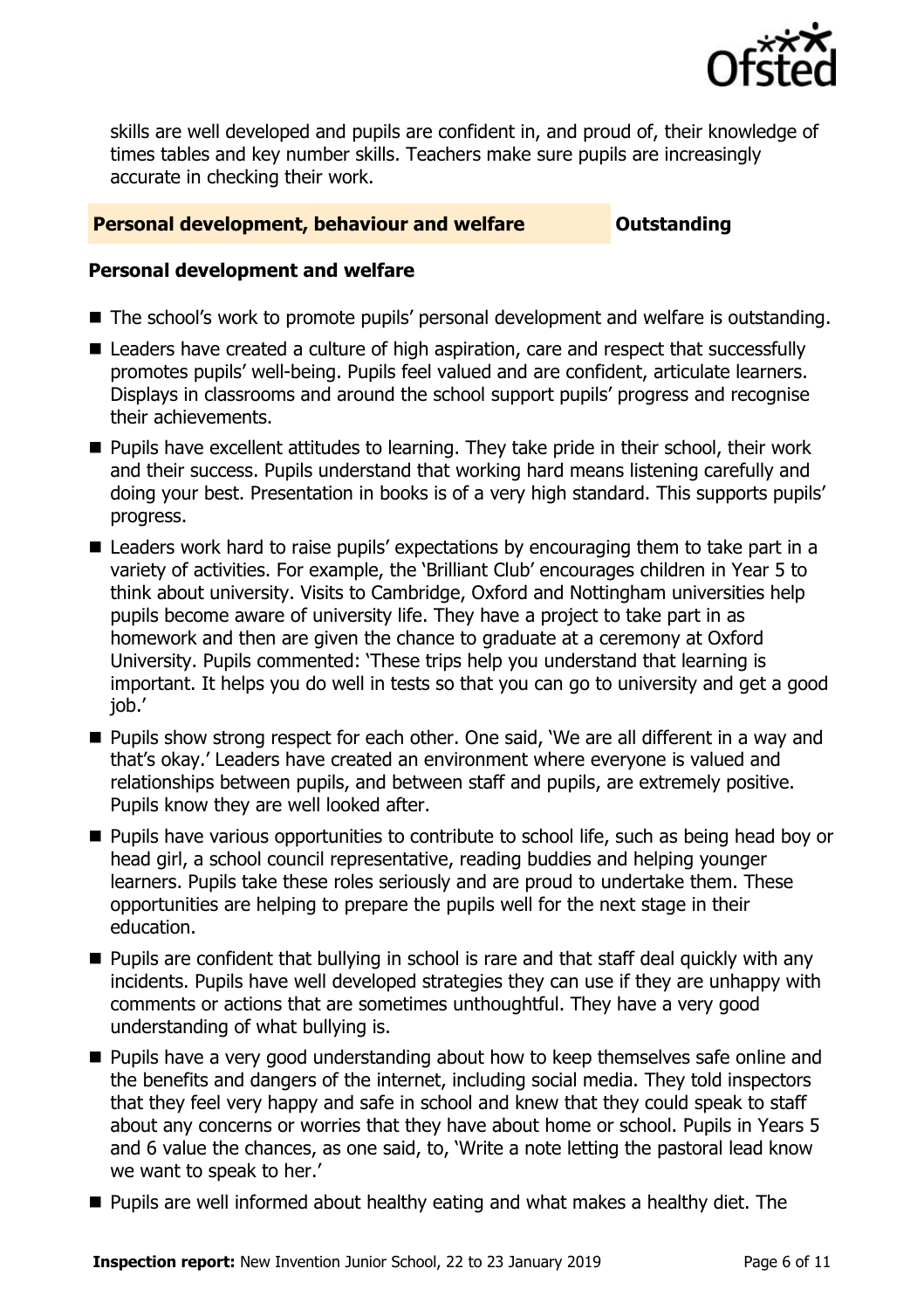skills are well developed and pupils are confident in, and proud of, their knowledge of times tables and key number skills. Teachers make sure pupils are increasingly accurate in checking their work.

## Personal development, behaviour and welfare — Outstanding

### Personal development and welfare

- The school's work to promote pupils' personal development and welfare is outstanding.
- Leaders have created a culture of high aspiration, care and respect that successfully promotes pupils' well-being. Pupils feel valued and are confident, articulate learners. Displays in classrooms and around the school support pupils' progress and recognise their achievements.
- Pupils have excellent attitudes to learning. They take pride in their school, their work and their success. Pupils understand that working hard means listening carefully and doing your best. Presentation in books is of a very high standard. This supports pupils' progress.
- Leaders work hard to raise pupils' expectations by encouraging them to take part in a variety of activities. For example, the 'Brilliant Club' encourages children in Year 5 to think about university. Visits to Cambridge, Oxford and Nottingham universities help pupils become aware of university life. They have a project to take part in as homework and then are given the chance to graduate at a ceremony at Oxford University. Pupils commented: 'These trips help you understand that learning is important. It helps you do well in tests so that you can go to university and get a good job.'
- Pupils show strong respect for each other. One said, 'We are all different in a way and that's okay.' Leaders have created an environment where everyone is valued and relationships between pupils, and between staff and pupils, are extremely positive. Pupils know they are well looked after.
- Pupils have various opportunities to contribute to school life, such as being head boy or head girl, a school council representative, reading buddies and helping younger learners. Pupils take these roles seriously and are proud to undertake them. These opportunities are helping to prepare the pupils well for the next stage in their education.
- Pupils are confident that bullying in school is rare and that staff deal quickly with any incidents. Pupils have well developed strategies they can use if they are unhappy with comments or actions that are sometimes unthoughtful. They have a very good understanding of what bullying is.
- Pupils have a very good understanding about how to keep themselves safe online and the benefits and dangers of the internet, including social media. They told inspectors that they feel very happy and safe in school and knew that they could speak to staff about any concerns or worries that they have about home or school. Pupils in Years 5 and 6 value the chances, as one said, to, 'Write a note letting the pastoral lead know we want to speak to her.'
- Pupils are well informed about healthy eating and what makes a healthy diet. The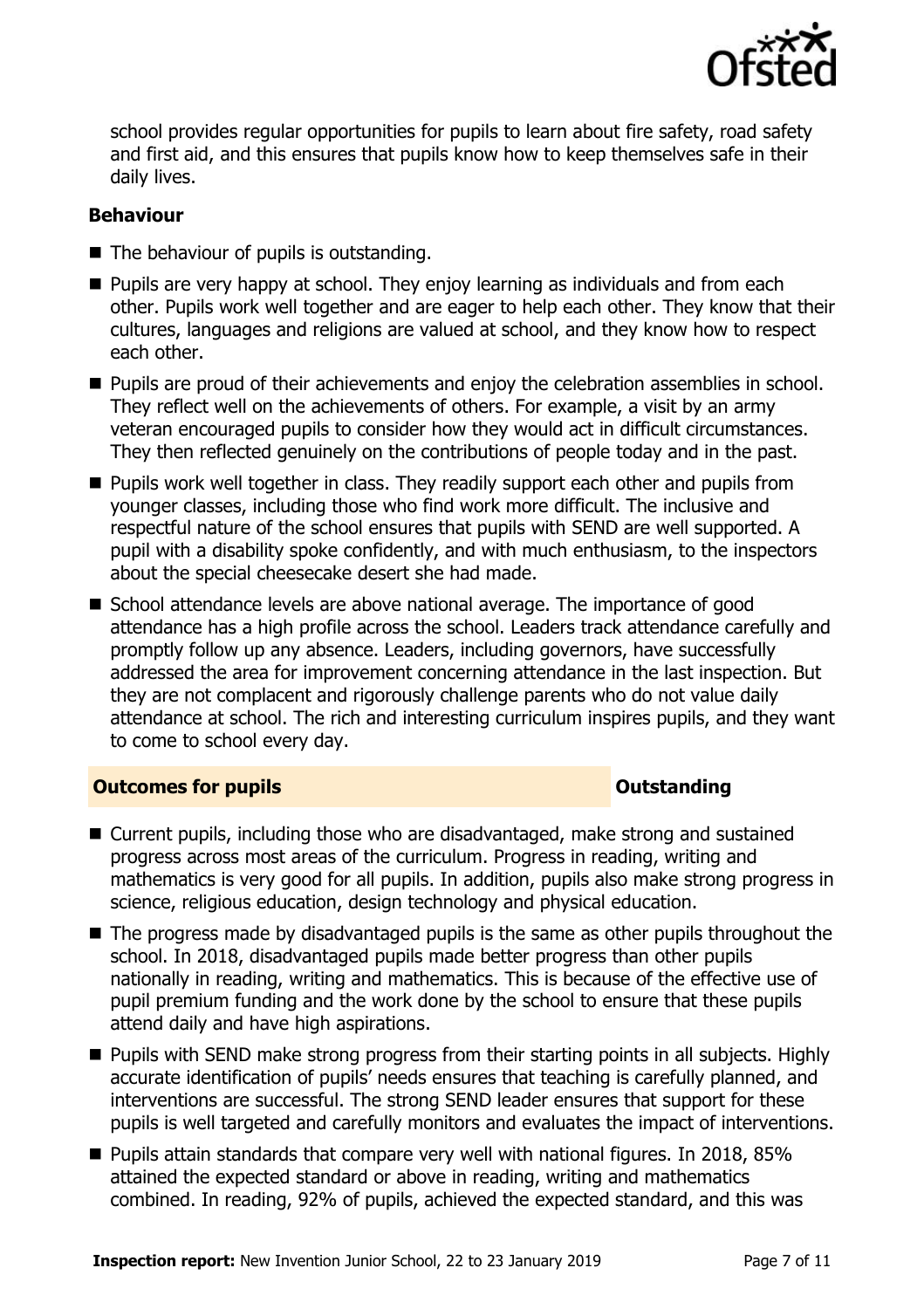school provides regular opportunities for pupils to learn about fire safety, road safety and first aid, and this ensures that pupils know how to keep themselves safe in their daily lives.

### Behaviour

- The behaviour of pupils is outstanding.
- Pupils are very happy at school. They enjoy learning as individuals and from each other. Pupils work well together and are eager to help each other. They know that their cultures, languages and religions are valued at school, and they know how to respect each other.
- Pupils are proud of their achievements and enjoy the celebration assemblies in school. They reflect well on the achievements of others. For example, a visit by an army veteran encouraged pupils to consider how they would act in difficult circumstances. They then reflected genuinely on the contributions of people today and in the past.
- Pupils work well together in class. They readily support each other and pupils from younger classes, including those who find work more difficult. The inclusive and respectful nature of the school ensures that pupils with SEND are well supported. A pupil with a disability spoke confidently, and with much enthusiasm, to the inspectors about the special cheesecake desert she had made.
- School attendance levels are above national average. The importance of good attendance has a high profile across the school. Leaders track attendance carefully and promptly follow up any absence. Leaders, including governors, have successfully addressed the area for improvement concerning attendance in the last inspection. But they are not complacent and rigorously challenge parents who do not value daily attendance at school. The rich and interesting curriculum inspires pupils, and they want to come to school every day.

## Outcomes for pupils — Outstanding

- Current pupils, including those who are disadvantaged, make strong and sustained progress across most areas of the curriculum. Progress in reading, writing and mathematics is very good for all pupils. In addition, pupils also make strong progress in science, religious education, design technology and physical education.
- The progress made by disadvantaged pupils is the same as other pupils throughout the school. In 2018, disadvantaged pupils made better progress than other pupils nationally in reading, writing and mathematics. This is because of the effective use of pupil premium funding and the work done by the school to ensure that these pupils attend daily and have high aspirations.
- Pupils with SEND make strong progress from their starting points in all subjects. Highly accurate identification of pupils' needs ensures that teaching is carefully planned, and interventions are successful. The strong SEND leader ensures that support for these pupils is well targeted and carefully monitors and evaluates the impact of interventions.
- Pupils attain standards that compare very well with national figures. In 2018, 85% attained the expected standard or above in reading, writing and mathematics combined. In reading, 92% of pupils, achieved the expected standard, and this was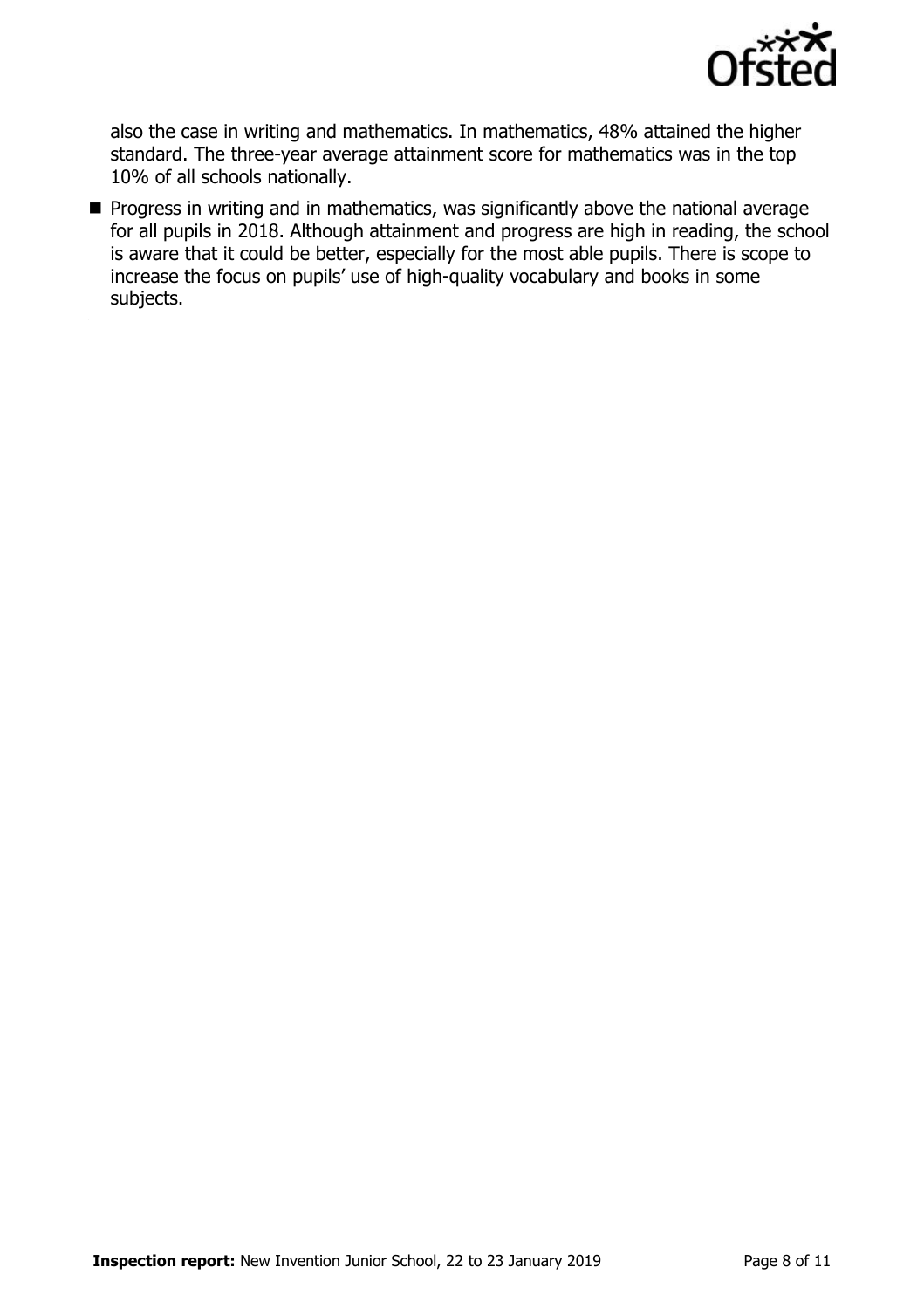also the case in writing and mathematics. In mathematics, 48% attained the higher standard. The three-year average attainment score for mathematics was in the top 10% of all schools nationally.

- Progress in writing and in mathematics, was significantly above the national average for all pupils in 2018. Although attainment and progress are high in reading, the school is aware that it could be better, especially for the most able pupils. There is scope to increase the focus on pupils' use of high-quality vocabulary and books in some subjects.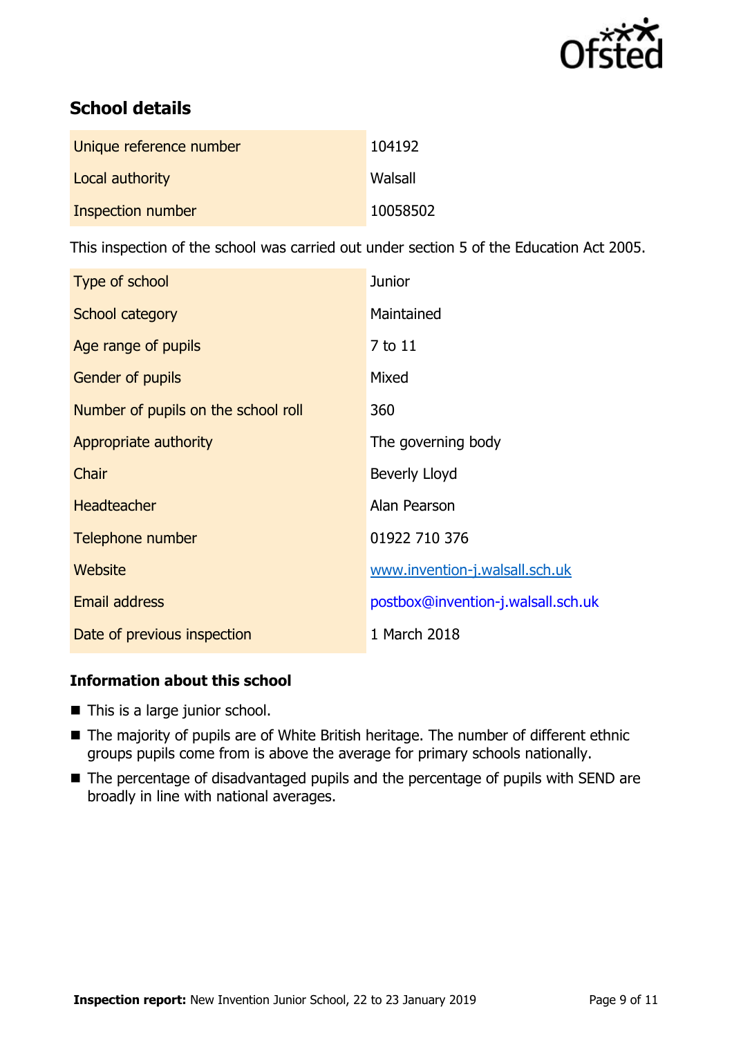## School details

| Unique reference number | 104192 |
| --- | --- |
| Local authority | Walsall |
| Inspection number | 10058502 |

This inspection of the school was carried out under section 5 of the Education Act 2005.

| Type of school | Junior |
| --- | --- |
| School category | Maintained |
| Age range of pupils | 7 to 11 |
| Gender of pupils | Mixed |
| Number of pupils on the school roll | 360 |
| Appropriate authority | The governing body |
| Chair | Beverly Lloyd |
| Headteacher | Alan Pearson |
| Telephone number | 01922 710 376 |
| Website | www.invention-j.walsall.sch.uk |
| Email address | postbox@invention-j.walsall.sch.uk |
| Date of previous inspection | 1 March 2018 |

### Information about this school

- This is a large junior school.
- The majority of pupils are of White British heritage. The number of different ethnic groups pupils come from is above the average for primary schools nationally.
- The percentage of disadvantaged pupils and the percentage of pupils with SEND are broadly in line with national averages.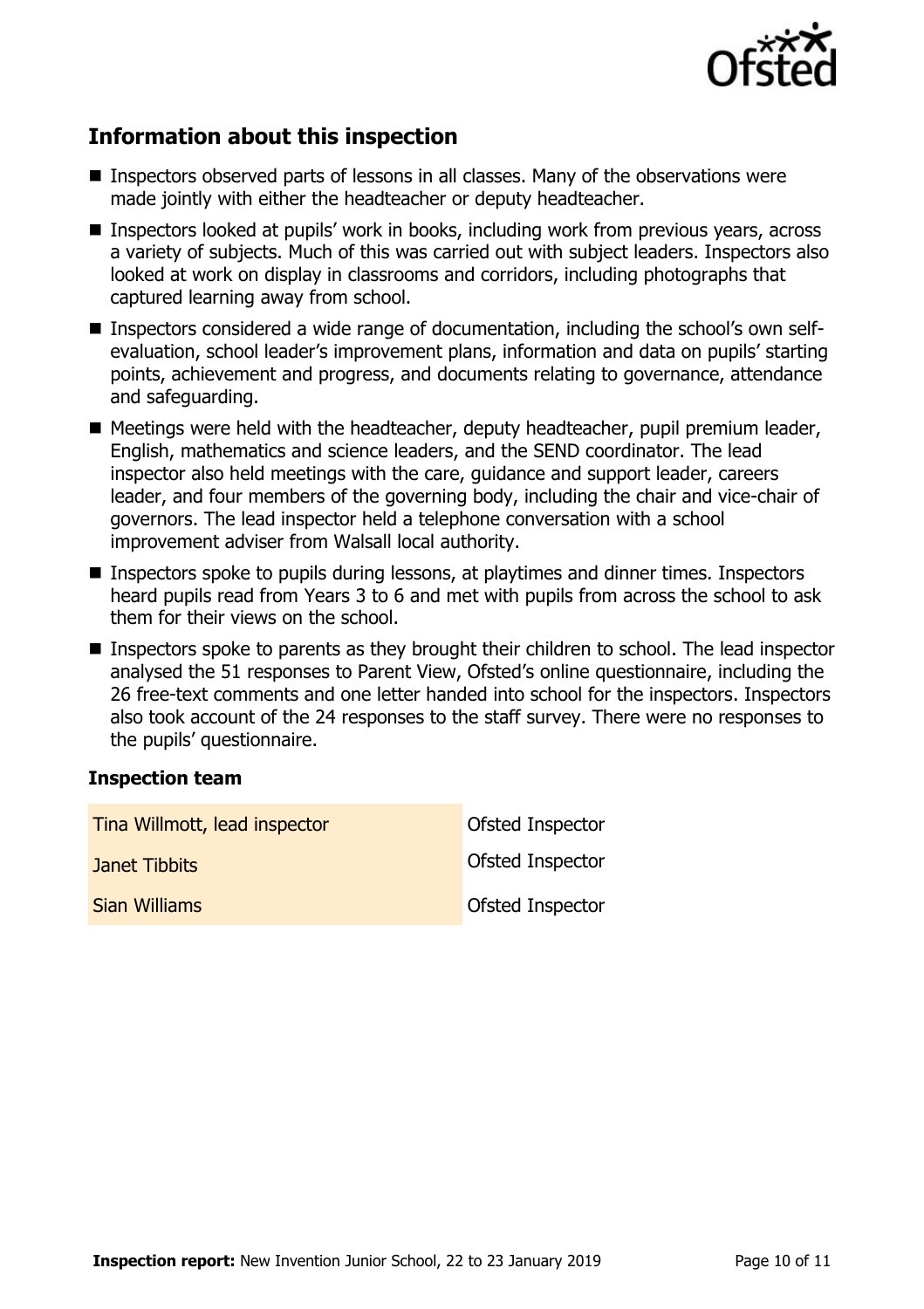## Information about this inspection

- Inspectors observed parts of lessons in all classes. Many of the observations were made jointly with either the headteacher or deputy headteacher.
- Inspectors looked at pupils' work in books, including work from previous years, across a variety of subjects. Much of this was carried out with subject leaders. Inspectors also looked at work on display in classrooms and corridors, including photographs that captured learning away from school.
- Inspectors considered a wide range of documentation, including the school's own self-evaluation, school leader's improvement plans, information and data on pupils' starting points, achievement and progress, and documents relating to governance, attendance and safeguarding.
- Meetings were held with the headteacher, deputy headteacher, pupil premium leader, English, mathematics and science leaders, and the SEND coordinator. The lead inspector also held meetings with the care, guidance and support leader, careers leader, and four members of the governing body, including the chair and vice-chair of governors. The lead inspector held a telephone conversation with a school improvement adviser from Walsall local authority.
- Inspectors spoke to pupils during lessons, at playtimes and dinner times. Inspectors heard pupils read from Years 3 to 6 and met with pupils from across the school to ask them for their views on the school.
- Inspectors spoke to parents as they brought their children to school. The lead inspector analysed the 51 responses to Parent View, Ofsted's online questionnaire, including the 26 free-text comments and one letter handed into school for the inspectors. Inspectors also took account of the 24 responses to the staff survey. There were no responses to the pupils' questionnaire.

### Inspection team

| | |
|---|---|
| Tina Willmott, lead inspector | Ofsted Inspector |
| Janet Tibbits | Ofsted Inspector |
| Sian Williams | Ofsted Inspector |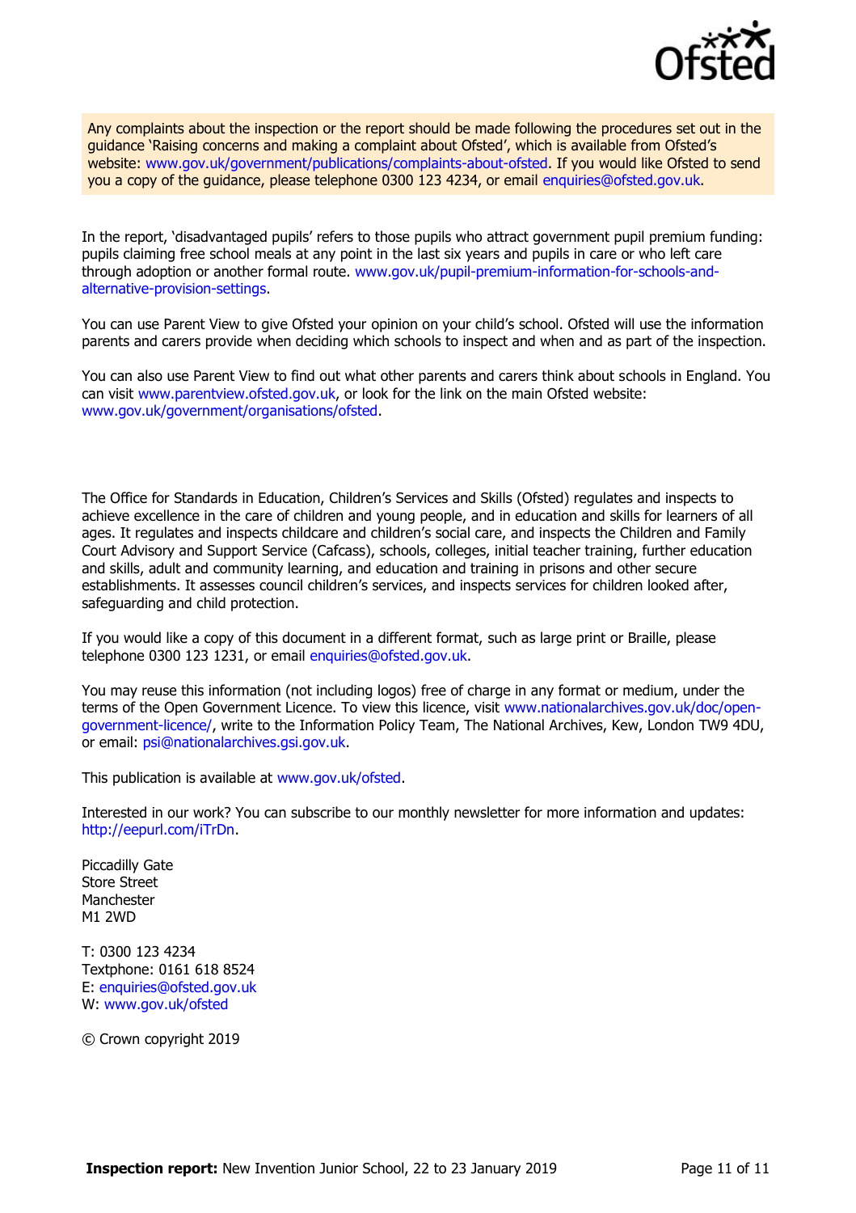Any complaints about the inspection or the report should be made following the procedures set out in the guidance 'Raising concerns and making a complaint about Ofsted', which is available from Ofsted's website: www.gov.uk/government/publications/complaints-about-ofsted. If you would like Ofsted to send you a copy of the guidance, please telephone 0300 123 4234, or email enquiries@ofsted.gov.uk.

In the report, 'disadvantaged pupils' refers to those pupils who attract government pupil premium funding: pupils claiming free school meals at any point in the last six years and pupils in care or who left care through adoption or another formal route. www.gov.uk/pupil-premium-information-for-schools-and-alternative-provision-settings.

You can use Parent View to give Ofsted your opinion on your child's school. Ofsted will use the information parents and carers provide when deciding which schools to inspect and when and as part of the inspection.

You can also use Parent View to find out what other parents and carers think about schools in England. You can visit www.parentview.ofsted.gov.uk, or look for the link on the main Ofsted website: www.gov.uk/government/organisations/ofsted.

The Office for Standards in Education, Children's Services and Skills (Ofsted) regulates and inspects to achieve excellence in the care of children and young people, and in education and skills for learners of all ages. It regulates and inspects childcare and children's social care, and inspects the Children and Family Court Advisory and Support Service (Cafcass), schools, colleges, initial teacher training, further education and skills, adult and community learning, and education and training in prisons and other secure establishments. It assesses council children's services, and inspects services for children looked after, safeguarding and child protection.

If you would like a copy of this document in a different format, such as large print or Braille, please telephone 0300 123 1231, or email enquiries@ofsted.gov.uk.

You may reuse this information (not including logos) free of charge in any format or medium, under the terms of the Open Government Licence. To view this licence, visit www.nationalarchives.gov.uk/doc/open-government-licence/, write to the Information Policy Team, The National Archives, Kew, London TW9 4DU, or email: psi@nationalarchives.gsi.gov.uk.

This publication is available at www.gov.uk/ofsted.

Interested in our work? You can subscribe to our monthly newsletter for more information and updates: http://eepurl.com/iTrDn.

Piccadilly Gate
Store Street
Manchester
M1 2WD

T: 0300 123 4234
Textphone: 0161 618 8524
E: enquiries@ofsted.gov.uk
W: www.gov.uk/ofsted

© Crown copyright 2019